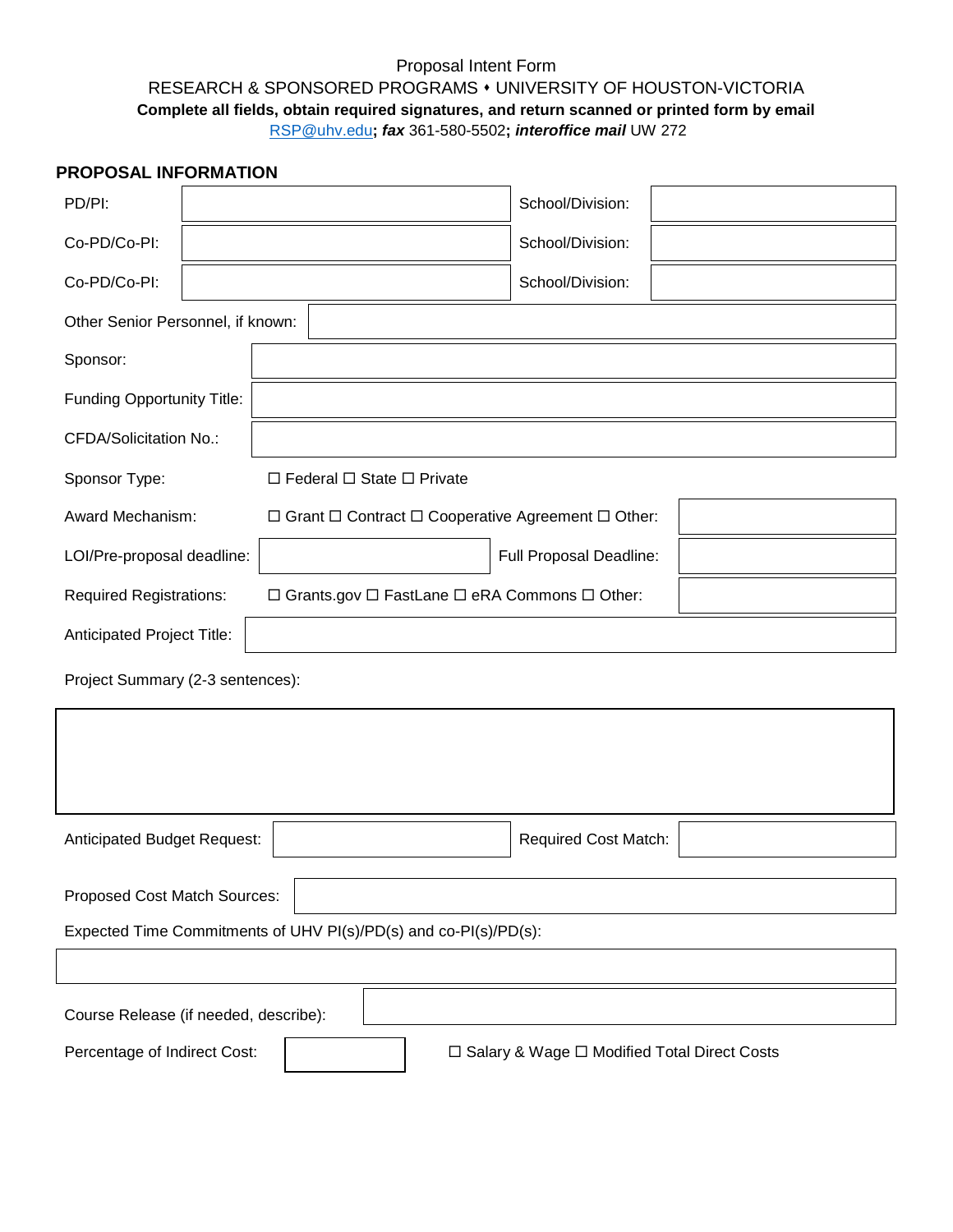Proposal Intent Form

RESEARCH & SPONSORED PROGRAMS ⬩ UNIVERSITY OF HOUSTON-VICTORIA

**Complete all fields, obtain required signatures, and return scanned or printed form by email** RSP@uhv.edu**;** ***fax*** 361-580-5502**;** ***interoffice mail*** UW 272

## PROPOSAL INFORMATION

| | | | |
|---|---|---|---|
| PD/PI: | | School/Division: | |
| Co-PD/Co-PI: | | School/Division: | |
| Co-PD/Co-PI: | | School/Division: | |

Other Senior Personnel, if known:

Sponsor:

Funding Opportunity Title:

CFDA/Solicitation No.:

Sponsor Type: ☐ Federal ☐ State ☐ Private

Award Mechanism: ☐ Grant ☐ Contract ☐ Cooperative Agreement ☐ Other:

LOI/Pre-proposal deadline: Full Proposal Deadline:

Required Registrations: ☐ Grants.gov ☐ FastLane ☐ eRA Commons ☐ Other:

Anticipated Project Title:

Project Summary (2-3 sentences):

Anticipated Budget Request: Required Cost Match:

Proposed Cost Match Sources:

Expected Time Commitments of UHV PI(s)/PD(s) and co-PI(s)/PD(s):

Course Release (if needed, describe):

Percentage of Indirect Cost: ☐ Salary & Wage ☐ Modified Total Direct Costs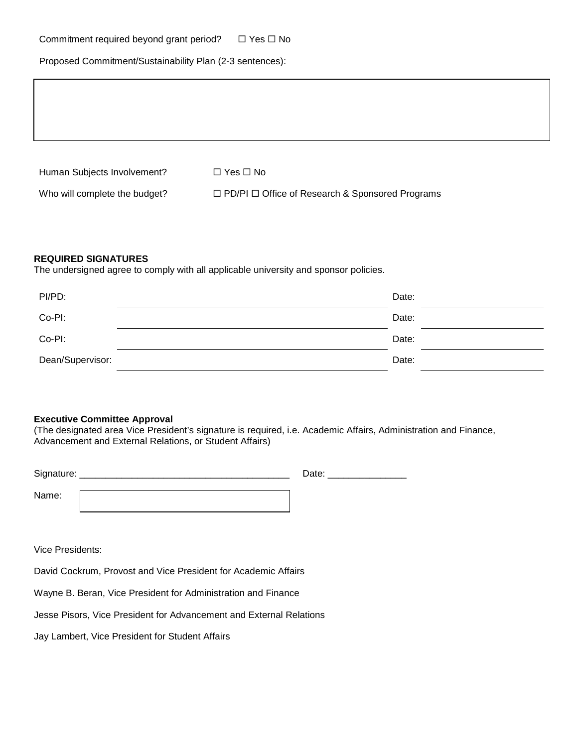Commitment required beyond grant period? ☐ Yes ☐ No

Proposed Commitment/Sustainability Plan (2-3 sentences):

Human Subjects Involvement? ☐ Yes ☐ No

Who will complete the budget? ☐ PD/PI ☐ Office of Research & Sponsored Programs

**REQUIRED SIGNATURES**

The undersigned agree to comply with all applicable university and sponsor policies.

| | | | |
|---|---|---|---|
| PI/PD: | | Date: | |
| Co-PI: | | Date: | |
| Co-PI: | | Date: | |
| Dean/Supervisor: | | Date: | |

**Executive Committee Approval**

(The designated area Vice President's signature is required, i.e. Academic Affairs, Administration and Finance, Advancement and External Relations, or Student Affairs)

Signature: ________________________________________ Date: _______________

Name:

Vice Presidents:

David Cockrum, Provost and Vice President for Academic Affairs

Wayne B. Beran, Vice President for Administration and Finance

Jesse Pisors, Vice President for Advancement and External Relations

Jay Lambert, Vice President for Student Affairs